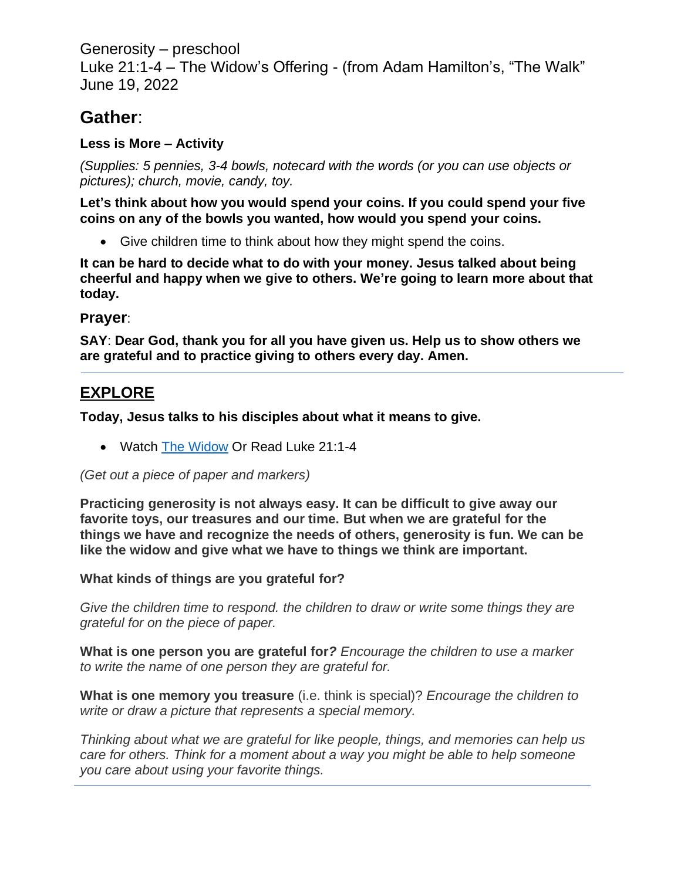Generosity – preschool
Luke 21:1-4 – The Widow's Offering - (from Adam Hamilton's, "The Walk"
June 19, 2022

# **Gather**:

**Less is More – Activity**

*(Supplies: 5 pennies, 3-4 bowls, notecard with the words (or you can use objects or pictures); church, movie, candy, toy.*

**Let's think about how you would spend your coins. If you could spend your five coins on any of the bowls you wanted, how would you spend your coins.**

- Give children time to think about how they might spend the coins.

**It can be hard to decide what to do with your money. Jesus talked about being cheerful and happy when we give to others. We're going to learn more about that today.**

**Prayer**:

**SAY**: **Dear God, thank you for all you have given us. Help us to show others we are grateful and to practice giving to others every day. Amen.**

---

## **EXPLORE**

**Today, Jesus talks to his disciples about what it means to give.**

- Watch [The Widow] Or Read Luke 21:1-4

*(Get out a piece of paper and markers)*

**Practicing generosity is not always easy. It can be difficult to give away our favorite toys, our treasures and our time. But when we are grateful for the things we have and recognize the needs of others, generosity is fun. We can be like the widow and give what we have to things we think are important.**

**What kinds of things are you grateful for?**

*Give the children time to respond. the children to draw or write some things they are grateful for on the piece of paper.*

**What is one person you are grateful for?** *Encourage the children to use a marker to write the name of one person they are grateful for.*

**What is one memory you treasure** (i.e. think is special)? *Encourage the children to write or draw a picture that represents a special memory.*

*Thinking about what we are grateful for like people, things, and memories can help us care for others. Think for a moment about a way you might be able to help someone you care about using your favorite things.*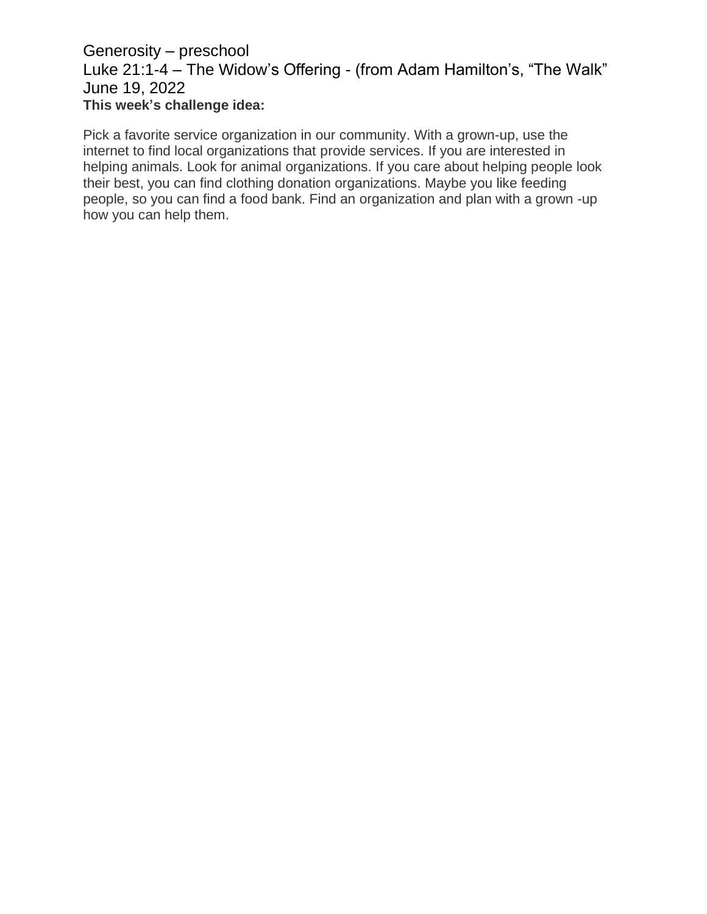Generosity – preschool
Luke 21:1-4 – The Widow's Offering - (from Adam Hamilton's, "The Walk"
June 19, 2022

**This week's challenge idea:**

Pick a favorite service organization in our community. With a grown-up, use the internet to find local organizations that provide services. If you are interested in helping animals. Look for animal organizations. If you care about helping people look their best, you can find clothing donation organizations. Maybe you like feeding people, so you can find a food bank. Find an organization and plan with a grown -up how you can help them.